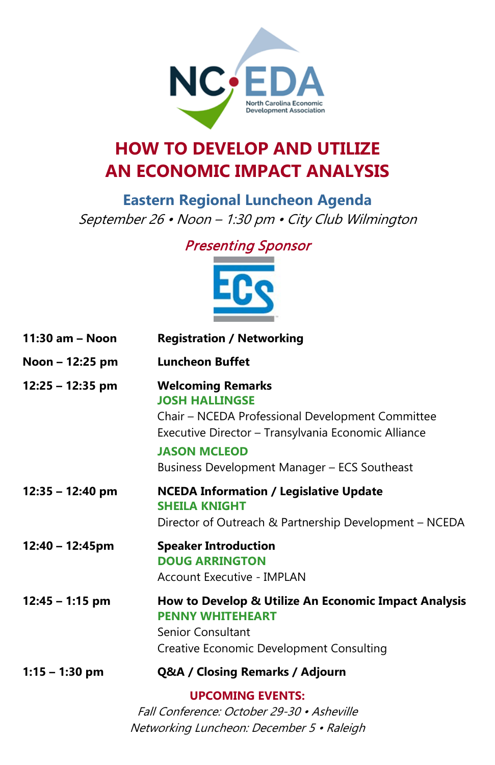NC EDA

North Carolina Economic Development Association

# HOW TO DEVELOP AND UTILIZE AN ECONOMIC IMPACT ANALYSIS

## Eastern Regional Luncheon Agenda

*September 26 • Noon – 1:30 pm • City Club Wilmington*

*Presenting Sponsor*

ECS

| | |
|---|---|
| **11:30 am – Noon** | **Registration / Networking** |
| **Noon – 12:25 pm** | **Luncheon Buffet** |
| **12:25 – 12:35 pm** | **Welcoming Remarks**<br>**JOSH HALLINGSE**<br>Chair – NCEDA Professional Development Committee<br>Executive Director – Transylvania Economic Alliance<br>**JASON MCLEOD**<br>Business Development Manager – ECS Southeast |
| **12:35 – 12:40 pm** | **NCEDA Information / Legislative Update**<br>**SHEILA KNIGHT**<br>Director of Outreach & Partnership Development – NCEDA |
| **12:40 – 12:45pm** | **Speaker Introduction**<br>**DOUG ARRINGTON**<br>Account Executive - IMPLAN |
| **12:45 – 1:15 pm** | **How to Develop & Utilize An Economic Impact Analysis**<br>**PENNY WHITEHEART**<br>Senior Consultant<br>Creative Economic Development Consulting |
| **1:15 – 1:30 pm** | **Q&A / Closing Remarks / Adjourn** |

**UPCOMING EVENTS:**

*Fall Conference: October 29-30 • Asheville*

*Networking Luncheon: December 5 • Raleigh*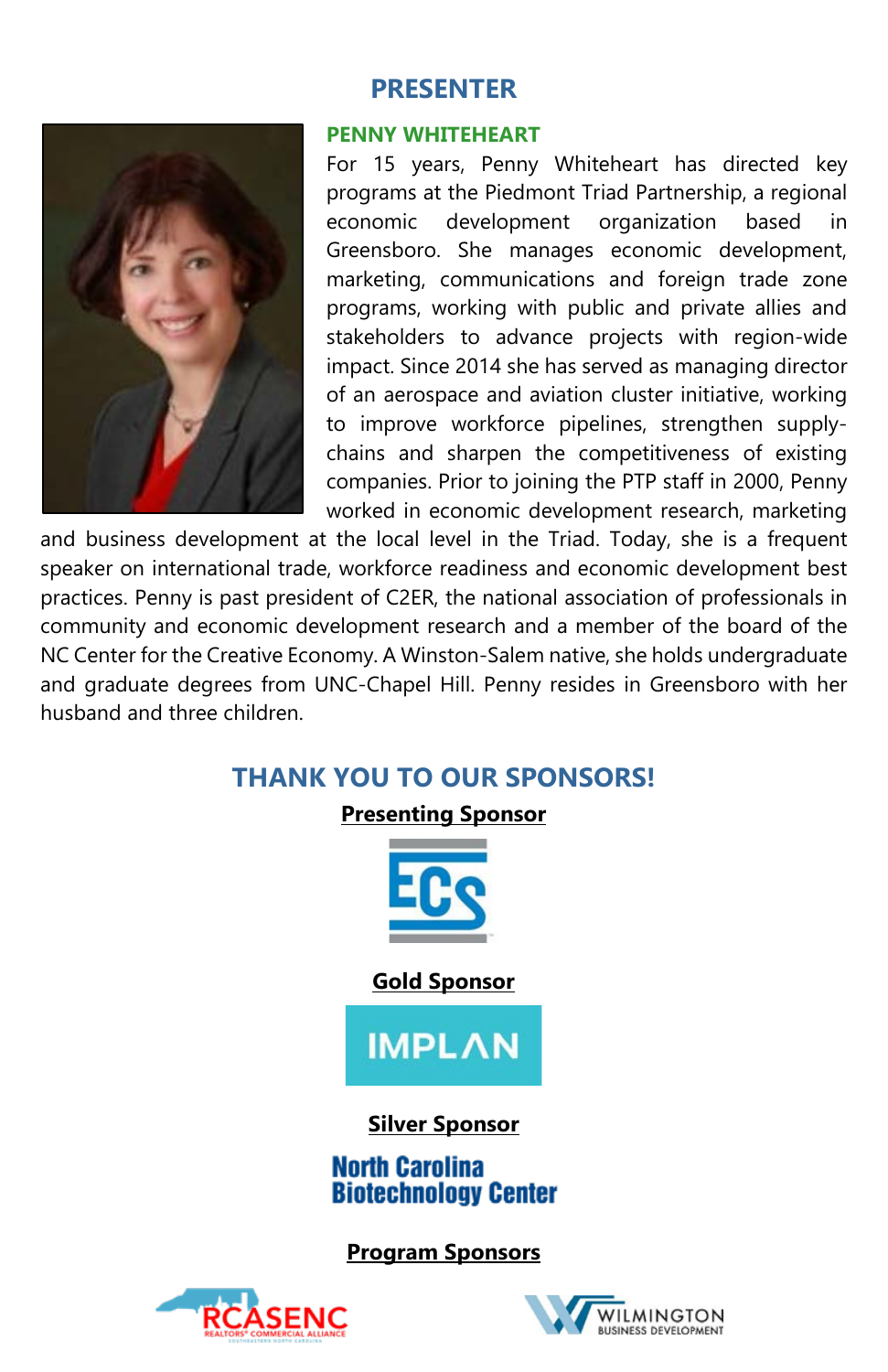## PRESENTER

### PENNY WHITEHEART

For 15 years, Penny Whiteheart has directed key programs at the Piedmont Triad Partnership, a regional economic development organization based in Greensboro. She manages economic development, marketing, communications and foreign trade zone programs, working with public and private allies and stakeholders to advance projects with region-wide impact. Since 2014 she has served as managing director of an aerospace and aviation cluster initiative, working to improve workforce pipelines, strengthen supply-chains and sharpen the competitiveness of existing companies. Prior to joining the PTP staff in 2000, Penny worked in economic development research, marketing and business development at the local level in the Triad. Today, she is a frequent speaker on international trade, workforce readiness and economic development best practices. Penny is past president of C2ER, the national association of professionals in community and economic development research and a member of the board of the NC Center for the Creative Economy. A Winston-Salem native, she holds undergraduate and graduate degrees from UNC-Chapel Hill. Penny resides in Greensboro with her husband and three children.

## THANK YOU TO OUR SPONSORS!

**Presenting Sponsor**

ECS

**Gold Sponsor**

IMPLAN

**Silver Sponsor**

North Carolina Biotechnology Center

**Program Sponsors**

RCASENC REALTORS® COMMERCIAL ALLIANCE

WILMINGTON BUSINESS DEVELOPMENT